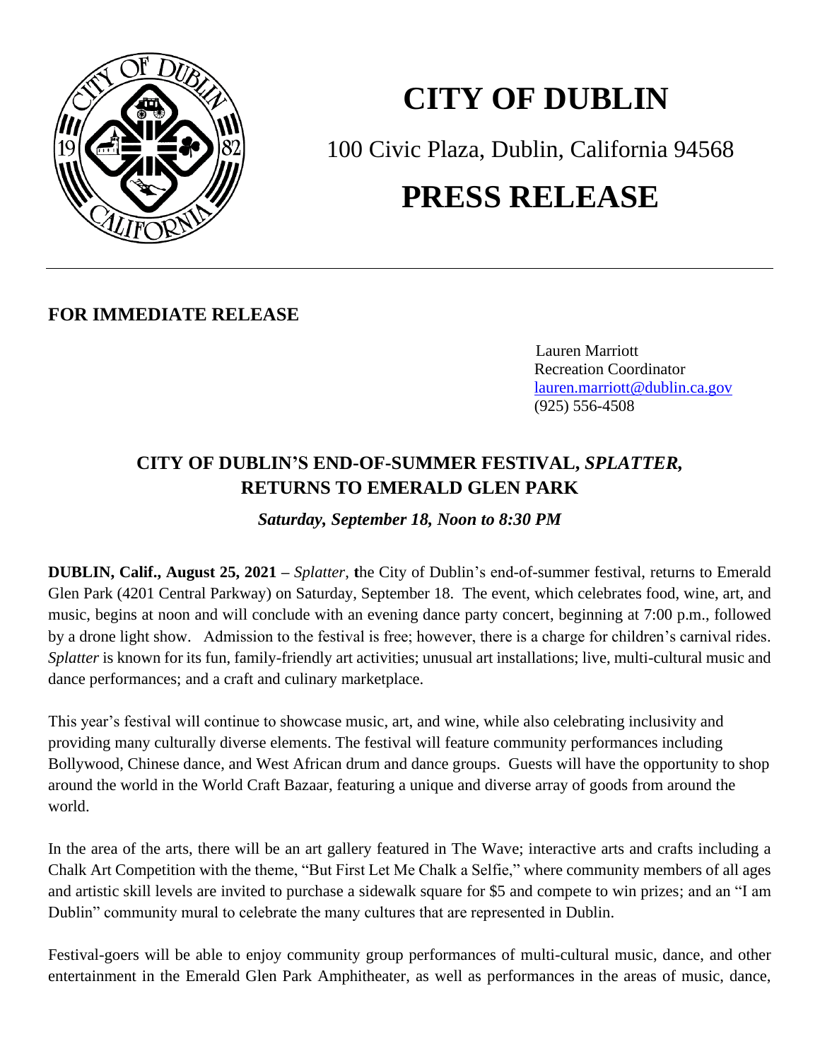# CITY OF DUBLIN

100 Civic Plaza, Dublin, California 94568

# PRESS RELEASE

---

**FOR IMMEDIATE RELEASE**

Lauren Marriott
Recreation Coordinator
lauren.marriott@dublin.ca.gov
(925) 556-4508

## CITY OF DUBLIN'S END-OF-SUMMER FESTIVAL, *SPLATTER,* RETURNS TO EMERALD GLEN PARK

***Saturday, September 18, Noon to 8:30 PM***

**DUBLIN, Calif., August 25, 2021 –** *Splatter*, **t**he City of Dublin's end-of-summer festival, returns to Emerald Glen Park (4201 Central Parkway) on Saturday, September 18. The event, which celebrates food, wine, art, and music, begins at noon and will conclude with an evening dance party concert, beginning at 7:00 p.m., followed by a drone light show. Admission to the festival is free; however, there is a charge for children's carnival rides. *Splatter* is known for its fun, family-friendly art activities; unusual art installations; live, multi-cultural music and dance performances; and a craft and culinary marketplace.

This year's festival will continue to showcase music, art, and wine, while also celebrating inclusivity and providing many culturally diverse elements. The festival will feature community performances including Bollywood, Chinese dance, and West African drum and dance groups. Guests will have the opportunity to shop around the world in the World Craft Bazaar, featuring a unique and diverse array of goods from around the world.

In the area of the arts, there will be an art gallery featured in The Wave; interactive arts and crafts including a Chalk Art Competition with the theme, "But First Let Me Chalk a Selfie," where community members of all ages and artistic skill levels are invited to purchase a sidewalk square for $5 and compete to win prizes; and an "I am Dublin" community mural to celebrate the many cultures that are represented in Dublin.

Festival-goers will be able to enjoy community group performances of multi-cultural music, dance, and other entertainment in the Emerald Glen Park Amphitheater, as well as performances in the areas of music, dance,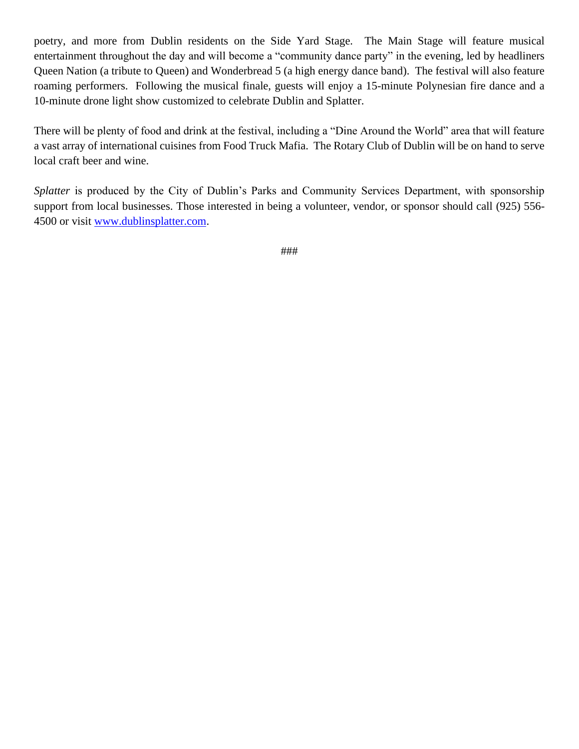poetry, and more from Dublin residents on the Side Yard Stage. The Main Stage will feature musical entertainment throughout the day and will become a "community dance party" in the evening, led by headliners Queen Nation (a tribute to Queen) and Wonderbread 5 (a high energy dance band). The festival will also feature roaming performers. Following the musical finale, guests will enjoy a 15-minute Polynesian fire dance and a 10-minute drone light show customized to celebrate Dublin and Splatter.

There will be plenty of food and drink at the festival, including a "Dine Around the World" area that will feature a vast array of international cuisines from Food Truck Mafia. The Rotary Club of Dublin will be on hand to serve local craft beer and wine.

*Splatter* is produced by the City of Dublin's Parks and Community Services Department, with sponsorship support from local businesses. Those interested in being a volunteer, vendor, or sponsor should call (925) 556-4500 or visit [www.dublinsplatter.com](www.dublinsplatter.com).

###